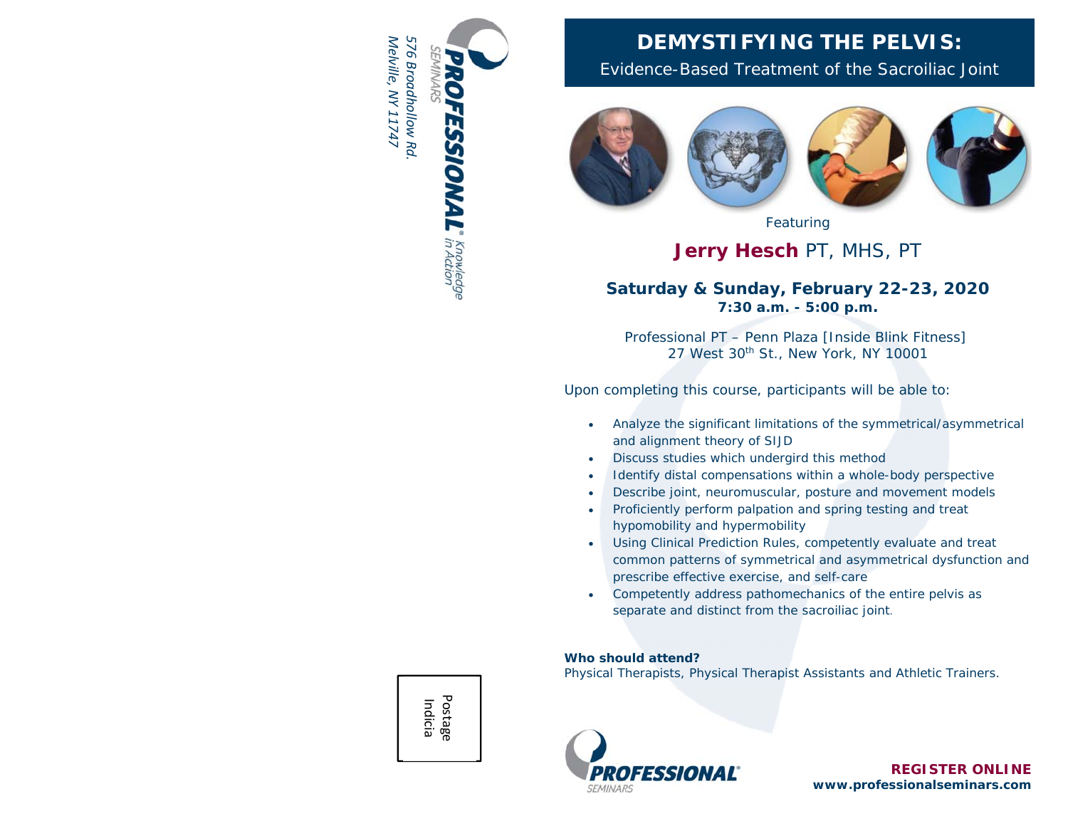PROFESSIONAL® SEMINARS Knowledge in Action

*576 Broadhollow Rd.*
*Melville, NY 11747*

Postage Indicia

# DEMYSTIFYING THE PELVIS:

## Evidence-Based Treatment of the Sacroiliac Joint

Featuring

**Jerry Hesch** PT, MHS, PT

**Saturday & Sunday, February 22-23, 2020**
**7:30 a.m. - 5:00 p.m.**

Professional PT – Penn Plaza [Inside Blink Fitness]
27 West 30th St., New York, NY 10001

Upon completing this course, participants will be able to:

- Analyze the significant limitations of the symmetrical/asymmetrical and alignment theory of SIJD
- Discuss studies which undergird this method
- Identify distal compensations within a whole-body perspective
- Describe joint, neuromuscular, posture and movement models
- Proficiently perform palpation and spring testing and treat hypomobility and hypermobility
- Using Clinical Prediction Rules, competently evaluate and treat common patterns of symmetrical and asymmetrical dysfunction and prescribe effective exercise, and self-care
- Competently address pathomechanics of the entire pelvis as separate and distinct from the sacroiliac joint.

**Who should attend?**
Physical Therapists, Physical Therapist Assistants and Athletic Trainers.

PROFESSIONAL® SEMINARS

**REGISTER ONLINE**
**www.professionalseminars.com**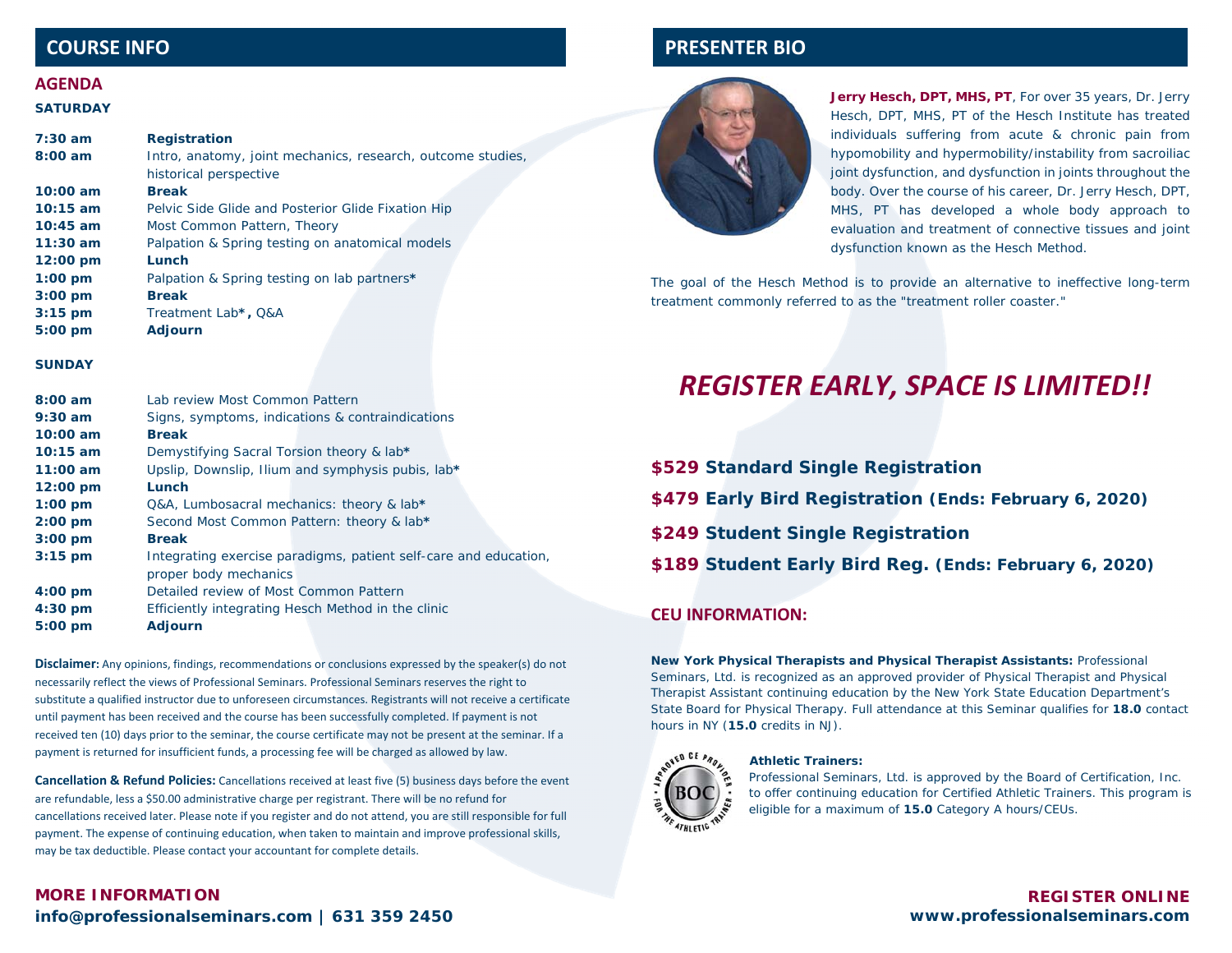## COURSE INFO

### AGENDA

**SATURDAY**

| | |
|---|---|
| **7:30 am** | **Registration** |
| **8:00 am** | Intro, anatomy, joint mechanics, research, outcome studies, historical perspective |
| **10:00 am** | **Break** |
| **10:15 am** | Pelvic Side Glide and Posterior Glide Fixation Hip |
| **10:45 am** | Most Common Pattern, Theory |
| **11:30 am** | Palpation & Spring testing on anatomical models |
| **12:00 pm** | **Lunch** |
| **1:00 pm** | Palpation & Spring testing on lab partners* |
| **3:00 pm** | **Break** |
| **3:15 pm** | Treatment Lab*, Q&A |
| **5:00 pm** | **Adjourn** |

**SUNDAY**

| | |
|---|---|
| **8:00 am** | Lab review Most Common Pattern |
| **9:30 am** | Signs, symptoms, indications & contraindications |
| **10:00 am** | **Break** |
| **10:15 am** | Demystifying Sacral Torsion theory & lab* |
| **11:00 am** | Upslip, Downslip, Ilium and symphysis pubis, lab* |
| **12:00 pm** | **Lunch** |
| **1:00 pm** | Q&A, Lumbosacral mechanics: theory & lab* |
| **2:00 pm** | Second Most Common Pattern: theory & lab* |
| **3:00 pm** | **Break** |
| **3:15 pm** | Integrating exercise paradigms, patient self-care and education, proper body mechanics |
| **4:00 pm** | Detailed review of Most Common Pattern |
| **4:30 pm** | Efficiently integrating Hesch Method in the clinic |
| **5:00 pm** | **Adjourn** |

**Disclaimer:** Any opinions, findings, recommendations or conclusions expressed by the speaker(s) do not necessarily reflect the views of Professional Seminars. Professional Seminars reserves the right to substitute a qualified instructor due to unforeseen circumstances. Registrants will not receive a certificate until payment has been received and the course has been successfully completed. If payment is not received ten (10) days prior to the seminar, the course certificate may not be present at the seminar. If a payment is returned for insufficient funds, a processing fee will be charged as allowed by law.

**Cancellation & Refund Policies:** Cancellations received at least five (5) business days before the event are refundable, less a $50.00 administrative charge per registrant. There will be no refund for cancellations received later. Please note if you register and do not attend, you are still responsible for full payment. The expense of continuing education, when taken to maintain and improve professional skills, may be tax deductible. Please contact your accountant for complete details.

**MORE INFORMATION**
**info@professionalseminars.com | 631 359 2450**

## PRESENTER BIO

**Jerry Hesch, DPT, MHS, PT**, For over 35 years, Dr. Jerry Hesch, DPT, MHS, PT of the Hesch Institute has treated individuals suffering from acute & chronic pain from hypomobility and hypermobility/instability from sacroiliac joint dysfunction, and dysfunction in joints throughout the body. Over the course of his career, Dr. Jerry Hesch, DPT, MHS, PT has developed a whole body approach to evaluation and treatment of connective tissues and joint dysfunction known as the Hesch Method.

The goal of the Hesch Method is to provide an alternative to ineffective long-term treatment commonly referred to as the "treatment roller coaster."

## *REGISTER EARLY, SPACE IS LIMITED!!*

**$529 Standard Single Registration**

**$479 Early Bird Registration (Ends: February 6, 2020)**

**$249 Student Single Registration**

**$189 Student Early Bird Reg. (Ends: February 6, 2020)**

### CEU INFORMATION:

**New York Physical Therapists and Physical Therapist Assistants:** Professional Seminars, Ltd. is recognized as an approved provider of Physical Therapist and Physical Therapist Assistant continuing education by the New York State Education Department's State Board for Physical Therapy. Full attendance at this Seminar qualifies for **18.0** contact hours in NY (**15.0** credits in NJ).

**Athletic Trainers:**
Professional Seminars, Ltd. is approved by the Board of Certification, Inc. to offer continuing education for Certified Athletic Trainers. This program is eligible for a maximum of **15.0** Category A hours/CEUs.

**REGISTER ONLINE**
**www.professionalseminars.com**